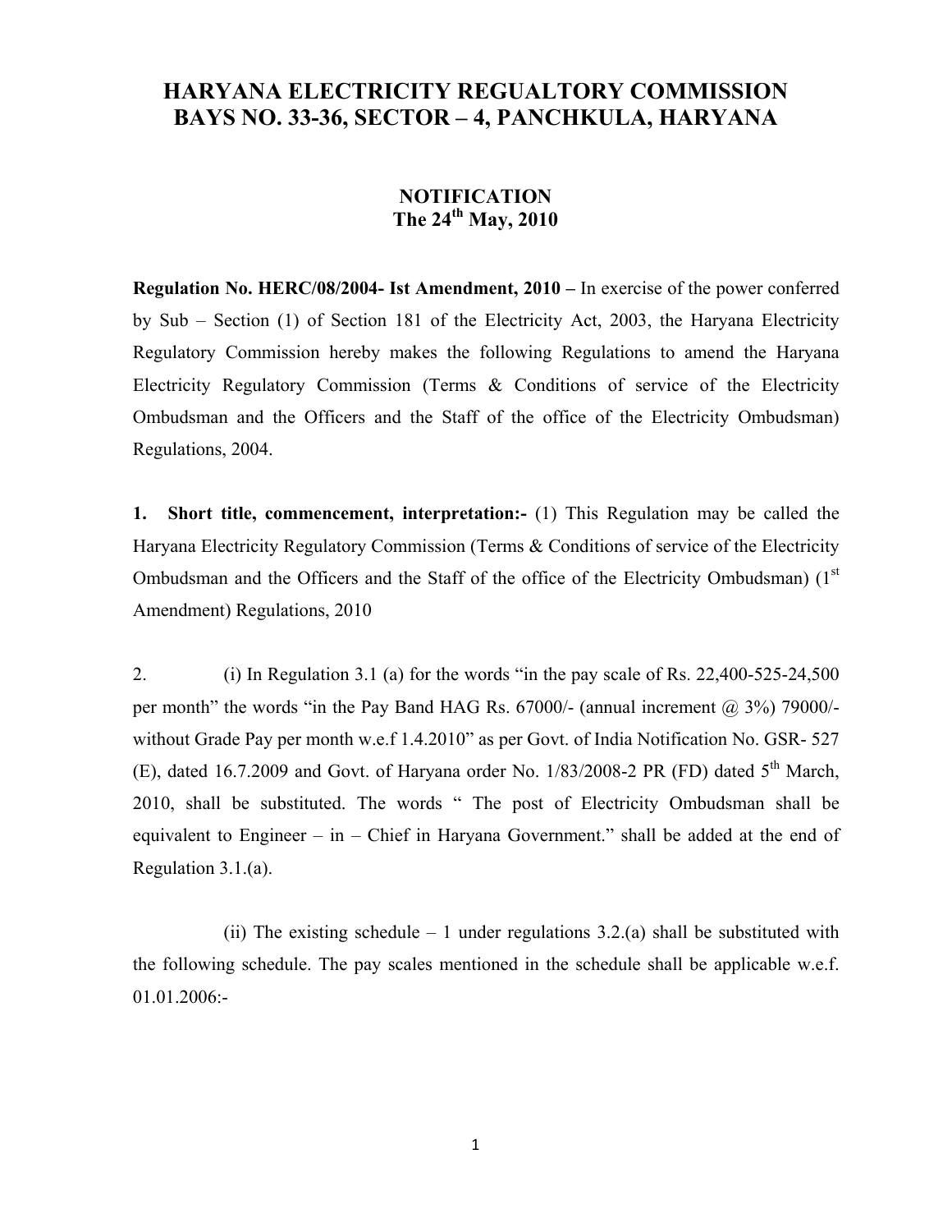# HARYANA ELECTRICITY REGUALTORY COMMISSION
# BAYS NO. 33-36, SECTOR – 4, PANCHKULA, HARYANA

## NOTIFICATION
## The 24th May, 2010

**Regulation No. HERC/08/2004- Ist Amendment, 2010 –** In exercise of the power conferred by Sub – Section (1) of Section 181 of the Electricity Act, 2003, the Haryana Electricity Regulatory Commission hereby makes the following Regulations to amend the Haryana Electricity Regulatory Commission (Terms & Conditions of service of the Electricity Ombudsman and the Officers and the Staff of the office of the Electricity Ombudsman) Regulations, 2004.

**1. Short title, commencement, interpretation:-** (1) This Regulation may be called the Haryana Electricity Regulatory Commission (Terms & Conditions of service of the Electricity Ombudsman and the Officers and the Staff of the office of the Electricity Ombudsman) (1st Amendment) Regulations, 2010

2. (i) In Regulation 3.1 (a) for the words "in the pay scale of Rs. 22,400-525-24,500 per month" the words "in the Pay Band HAG Rs. 67000/- (annual increment @ 3%) 79000/- without Grade Pay per month w.e.f 1.4.2010" as per Govt. of India Notification No. GSR- 527 (E), dated 16.7.2009 and Govt. of Haryana order No. 1/83/2008-2 PR (FD) dated 5th March, 2010, shall be substituted. The words " The post of Electricity Ombudsman shall be equivalent to Engineer – in – Chief in Haryana Government." shall be added at the end of Regulation 3.1.(a).

(ii) The existing schedule – 1 under regulations 3.2.(a) shall be substituted with the following schedule. The pay scales mentioned in the schedule shall be applicable w.e.f. 01.01.2006:-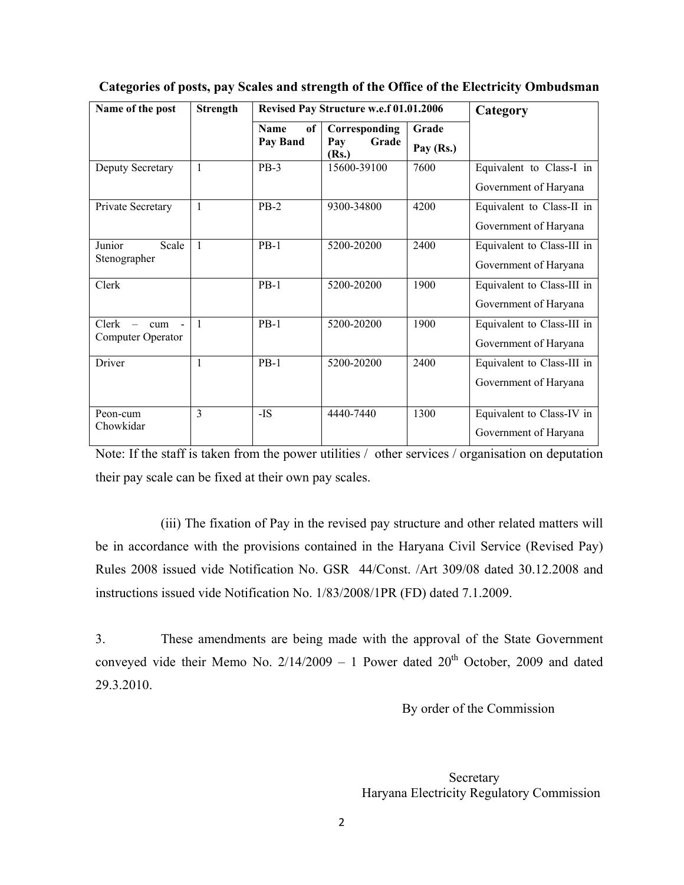**Categories of posts, pay Scales and strength of the Office of the Electricity Ombudsman**

| Name of the post | Strength | Revised Pay Structure w.e.f 01.01.2006 | | | Category |
|---|---|---|---|---|---|
| | | Name of Pay Band | Corresponding Pay Grade (Rs.) | Grade Pay (Rs.) | |
| Deputy Secretary | 1 | PB-3 | 15600-39100 | 7600 | Equivalent to Class-I in Government of Haryana |
| Private Secretary | 1 | PB-2 | 9300-34800 | 4200 | Equivalent to Class-II in Government of Haryana |
| Junior Scale Stenographer | 1 | PB-1 | 5200-20200 | 2400 | Equivalent to Class-III in Government of Haryana |
| Clerk | | PB-1 | 5200-20200 | 1900 | Equivalent to Class-III in Government of Haryana |
| Clerk – cum - Computer Operator | 1 | PB-1 | 5200-20200 | 1900 | Equivalent to Class-III in Government of Haryana |
| Driver | 1 | PB-1 | 5200-20200 | 2400 | Equivalent to Class-III in Government of Haryana |
| Peon-cum Chowkidar | 3 | -IS | 4440-7440 | 1300 | Equivalent to Class-IV in Government of Haryana |

Note: If the staff is taken from the power utilities / other services / organisation on deputation their pay scale can be fixed at their own pay scales.

(iii) The fixation of Pay in the revised pay structure and other related matters will be in accordance with the provisions contained in the Haryana Civil Service (Revised Pay) Rules 2008 issued vide Notification No. GSR 44/Const. /Art 309/08 dated 30.12.2008 and instructions issued vide Notification No. 1/83/2008/1PR (FD) dated 7.1.2009.

3. These amendments are being made with the approval of the State Government conveyed vide their Memo No. 2/14/2009 – 1 Power dated 20th October, 2009 and dated 29.3.2010.

By order of the Commission

Secretary
Haryana Electricity Regulatory Commission